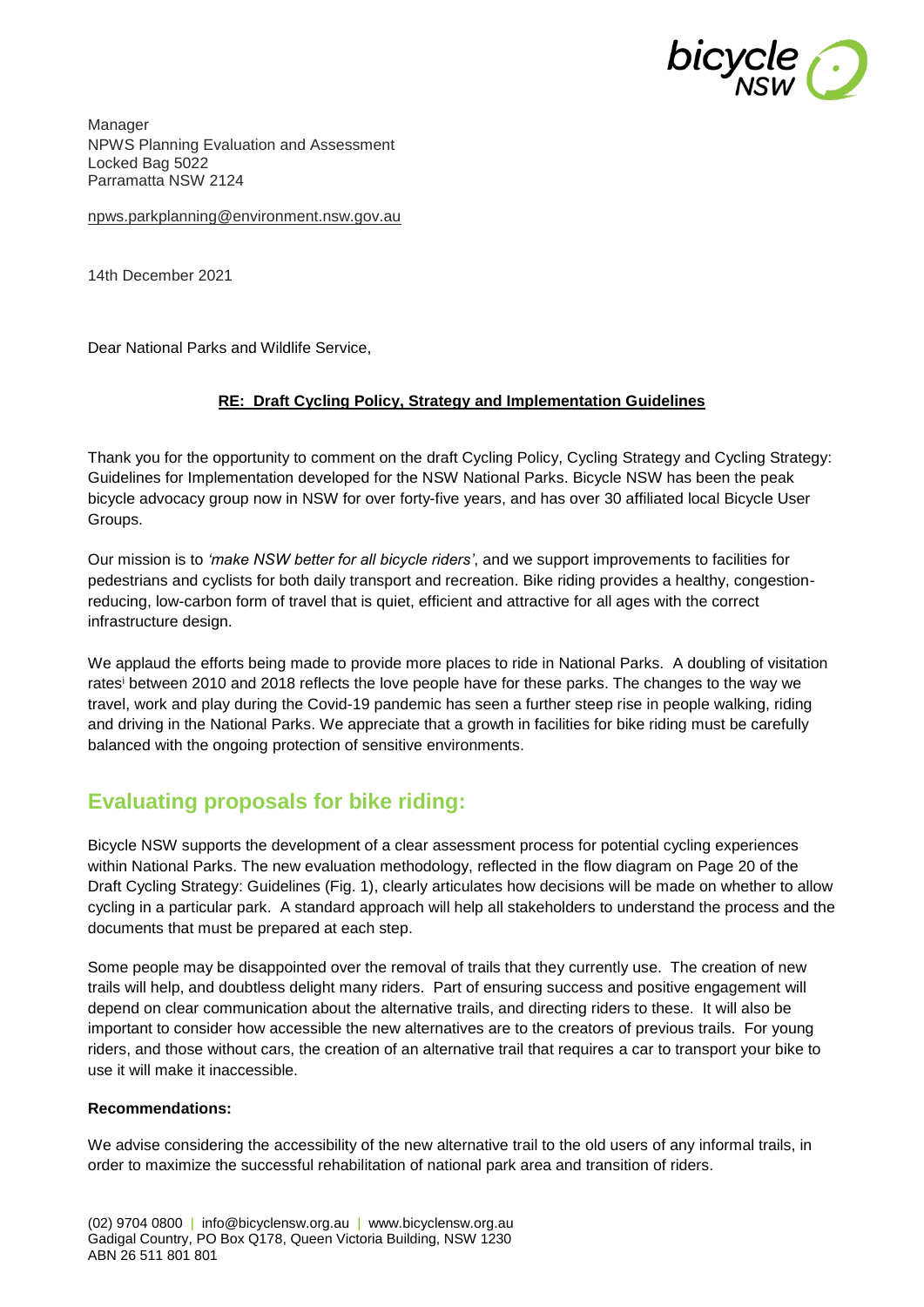Manager
NPWS Planning Evaluation and Assessment
Locked Bag 5022
Parramatta NSW 2124

npws.parkplanning@environment.nsw.gov.au

14th December 2021

Dear National Parks and Wildlife Service,

**RE: Draft Cycling Policy, Strategy and Implementation Guidelines**

Thank you for the opportunity to comment on the draft Cycling Policy, Cycling Strategy and Cycling Strategy: Guidelines for Implementation developed for the NSW National Parks. Bicycle NSW has been the peak bicycle advocacy group now in NSW for over forty-five years, and has over 30 affiliated local Bicycle User Groups.

Our mission is to *'make NSW better for all bicycle riders'*, and we support improvements to facilities for pedestrians and cyclists for both daily transport and recreation. Bike riding provides a healthy, congestion-reducing, low-carbon form of travel that is quiet, efficient and attractive for all ages with the correct infrastructure design.

We applaud the efforts being made to provide more places to ride in National Parks. A doubling of visitation rates[i] between 2010 and 2018 reflects the love people have for these parks. The changes to the way we travel, work and play during the Covid-19 pandemic has seen a further steep rise in people walking, riding and driving in the National Parks. We appreciate that a growth in facilities for bike riding must be carefully balanced with the ongoing protection of sensitive environments.

## Evaluating proposals for bike riding:

Bicycle NSW supports the development of a clear assessment process for potential cycling experiences within National Parks. The new evaluation methodology, reflected in the flow diagram on Page 20 of the Draft Cycling Strategy: Guidelines (Fig. 1), clearly articulates how decisions will be made on whether to allow cycling in a particular park. A standard approach will help all stakeholders to understand the process and the documents that must be prepared at each step.

Some people may be disappointed over the removal of trails that they currently use. The creation of new trails will help, and doubtless delight many riders. Part of ensuring success and positive engagement will depend on clear communication about the alternative trails, and directing riders to these. It will also be important to consider how accessible the new alternatives are to the creators of previous trails. For young riders, and those without cars, the creation of an alternative trail that requires a car to transport your bike to use it will make it inaccessible.

**Recommendations:**

We advise considering the accessibility of the new alternative trail to the old users of any informal trails, in order to maximize the successful rehabilitation of national park area and transition of riders.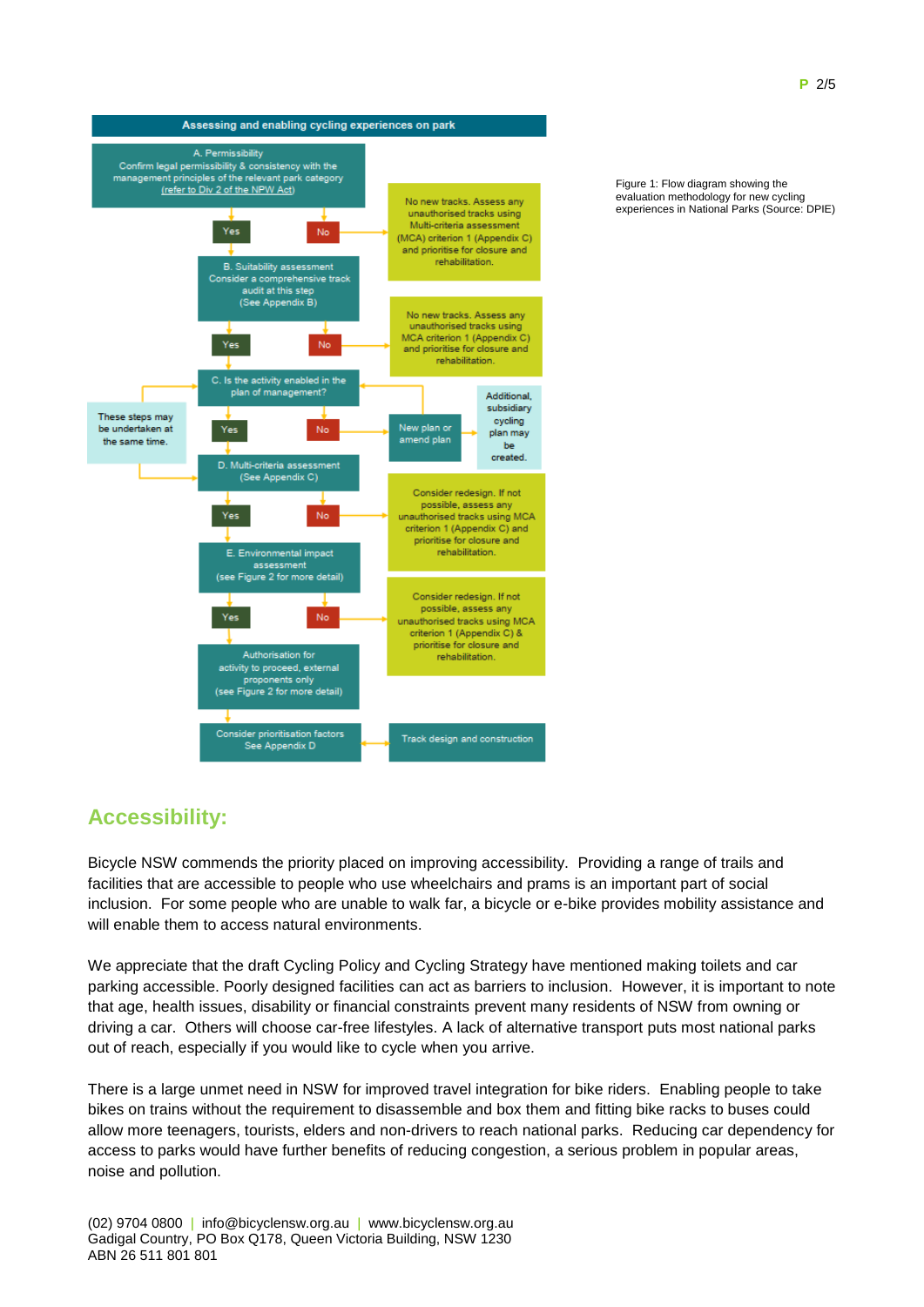**Assessing and enabling cycling experiences on park**

- **A. Permissibility** – Confirm legal permissibility & consistency with the management principles of the relevant park category (refer to Div 2 of the NPW Act)
  - No → No new tracks. Assess any unauthorised tracks using Multi-criteria assessment (MCA) criterion 1 (Appendix C) and prioritise for closure and rehabilitation.
  - Yes ↓
- **B. Suitability assessment** – Consider a comprehensive track audit at this step (See Appendix B)
  - No → No new tracks. Assess any unauthorised tracks using MCA criterion 1 (Appendix C) and prioritise for closure and rehabilitation.
  - Yes ↓
- **C. Is the activity enabled in the plan of management?**
  - No → New plan or amend plan → Additional, subsidiary cycling plan may be created.
  - Yes ↓
- These steps may be undertaken at the same time.
- **D. Multi-criteria assessment** (See Appendix C)
  - No → Consider redesign. If not possible, assess any unauthorised tracks using MCA criterion 1 (Appendix C) and prioritise for closure and rehabilitation.
  - Yes ↓
- **E. Environmental impact assessment** (see Figure 2 for more detail)
  - No → Consider redesign. If not possible, assess any unauthorised tracks using MCA criterion 1 (Appendix C) & prioritise for closure and rehabilitation.
  - Yes ↓
- **Authorisation for activity to proceed, external proponents only** (see Figure 2 for more detail)
- **Consider prioritisation factors** See Appendix D ↔ **Track design and construction**

Figure 1: Flow diagram showing the evaluation methodology for new cycling experiences in National Parks (Source: DPIE)

## Accessibility:

Bicycle NSW commends the priority placed on improving accessibility. Providing a range of trails and facilities that are accessible to people who use wheelchairs and prams is an important part of social inclusion. For some people who are unable to walk far, a bicycle or e-bike provides mobility assistance and will enable them to access natural environments.

We appreciate that the draft Cycling Policy and Cycling Strategy have mentioned making toilets and car parking accessible. Poorly designed facilities can act as barriers to inclusion. However, it is important to note that age, health issues, disability or financial constraints prevent many residents of NSW from owning or driving a car. Others will choose car-free lifestyles. A lack of alternative transport puts most national parks out of reach, especially if you would like to cycle when you arrive.

There is a large unmet need in NSW for improved travel integration for bike riders. Enabling people to take bikes on trains without the requirement to disassemble and box them and fitting bike racks to buses could allow more teenagers, tourists, elders and non-drivers to reach national parks. Reducing car dependency for access to parks would have further benefits of reducing congestion, a serious problem in popular areas, noise and pollution.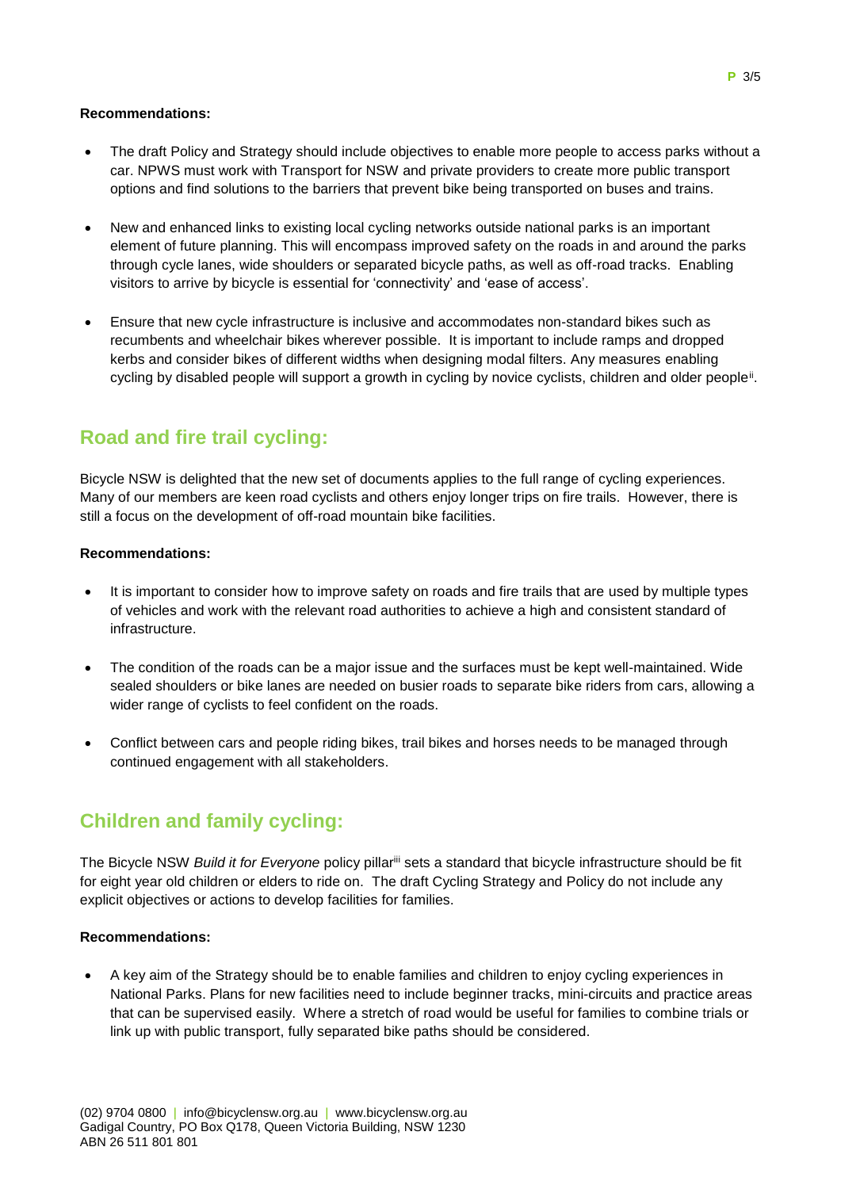**Recommendations:**

- The draft Policy and Strategy should include objectives to enable more people to access parks without a car. NPWS must work with Transport for NSW and private providers to create more public transport options and find solutions to the barriers that prevent bike being transported on buses and trains.

- New and enhanced links to existing local cycling networks outside national parks is an important element of future planning. This will encompass improved safety on the roads in and around the parks through cycle lanes, wide shoulders or separated bicycle paths, as well as off-road tracks. Enabling visitors to arrive by bicycle is essential for 'connectivity' and 'ease of access'.

- Ensure that new cycle infrastructure is inclusive and accommodates non-standard bikes such as recumbents and wheelchair bikes wherever possible. It is important to include ramps and dropped kerbs and consider bikes of different widths when designing modal filters. Any measures enabling cycling by disabled people will support a growth in cycling by novice cyclists, children and older people[ii].

## Road and fire trail cycling:

Bicycle NSW is delighted that the new set of documents applies to the full range of cycling experiences. Many of our members are keen road cyclists and others enjoy longer trips on fire trails. However, there is still a focus on the development of off-road mountain bike facilities.

**Recommendations:**

- It is important to consider how to improve safety on roads and fire trails that are used by multiple types of vehicles and work with the relevant road authorities to achieve a high and consistent standard of infrastructure.

- The condition of the roads can be a major issue and the surfaces must be kept well-maintained. Wide sealed shoulders or bike lanes are needed on busier roads to separate bike riders from cars, allowing a wider range of cyclists to feel confident on the roads.

- Conflict between cars and people riding bikes, trail bikes and horses needs to be managed through continued engagement with all stakeholders.

## Children and family cycling:

The Bicycle NSW *Build it for Everyone* policy pillar[iii] sets a standard that bicycle infrastructure should be fit for eight year old children or elders to ride on. The draft Cycling Strategy and Policy do not include any explicit objectives or actions to develop facilities for families.

**Recommendations:**

- A key aim of the Strategy should be to enable families and children to enjoy cycling experiences in National Parks. Plans for new facilities need to include beginner tracks, mini-circuits and practice areas that can be supervised easily. Where a stretch of road would be useful for families to combine trials or link up with public transport, fully separated bike paths should be considered.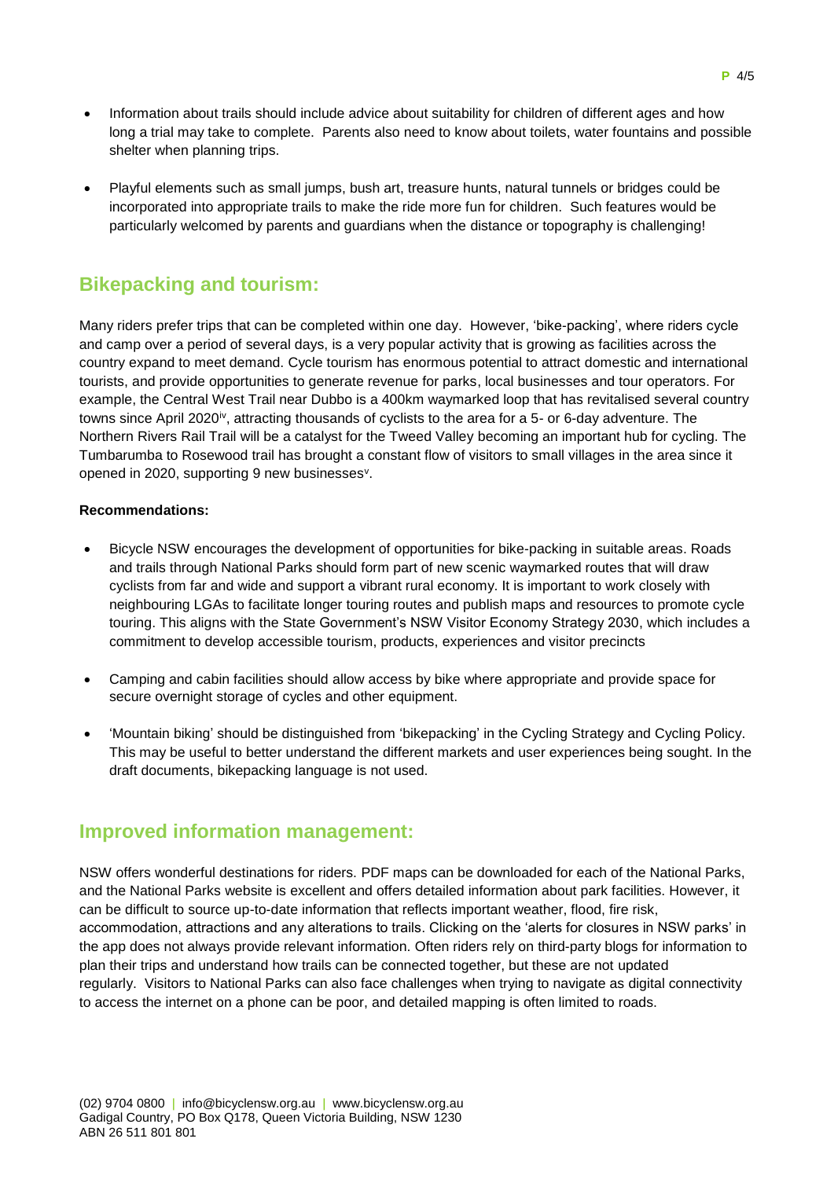- Information about trails should include advice about suitability for children of different ages and how long a trial may take to complete. Parents also need to know about toilets, water fountains and possible shelter when planning trips.

- Playful elements such as small jumps, bush art, treasure hunts, natural tunnels or bridges could be incorporated into appropriate trails to make the ride more fun for children. Such features would be particularly welcomed by parents and guardians when the distance or topography is challenging!

## Bikepacking and tourism:

Many riders prefer trips that can be completed within one day. However, 'bike-packing', where riders cycle and camp over a period of several days, is a very popular activity that is growing as facilities across the country expand to meet demand. Cycle tourism has enormous potential to attract domestic and international tourists, and provide opportunities to generate revenue for parks, local businesses and tour operators. For example, the Central West Trail near Dubbo is a 400km waymarked loop that has revitalised several country towns since April 2020[iv], attracting thousands of cyclists to the area for a 5- or 6-day adventure. The Northern Rivers Rail Trail will be a catalyst for the Tweed Valley becoming an important hub for cycling. The Tumbarumba to Rosewood trail has brought a constant flow of visitors to small villages in the area since it opened in 2020, supporting 9 new businesses[v].

**Recommendations:**

- Bicycle NSW encourages the development of opportunities for bike-packing in suitable areas. Roads and trails through National Parks should form part of new scenic waymarked routes that will draw cyclists from far and wide and support a vibrant rural economy. It is important to work closely with neighbouring LGAs to facilitate longer touring routes and publish maps and resources to promote cycle touring. This aligns with the State Government's NSW Visitor Economy Strategy 2030, which includes a commitment to develop accessible tourism, products, experiences and visitor precincts

- Camping and cabin facilities should allow access by bike where appropriate and provide space for secure overnight storage of cycles and other equipment.

- 'Mountain biking' should be distinguished from 'bikepacking' in the Cycling Strategy and Cycling Policy. This may be useful to better understand the different markets and user experiences being sought. In the draft documents, bikepacking language is not used.

## Improved information management:

NSW offers wonderful destinations for riders. PDF maps can be downloaded for each of the National Parks, and the National Parks website is excellent and offers detailed information about park facilities. However, it can be difficult to source up-to-date information that reflects important weather, flood, fire risk, accommodation, attractions and any alterations to trails. Clicking on the 'alerts for closures in NSW parks' in the app does not always provide relevant information. Often riders rely on third-party blogs for information to plan their trips and understand how trails can be connected together, but these are not updated regularly. Visitors to National Parks can also face challenges when trying to navigate as digital connectivity to access the internet on a phone can be poor, and detailed mapping is often limited to roads.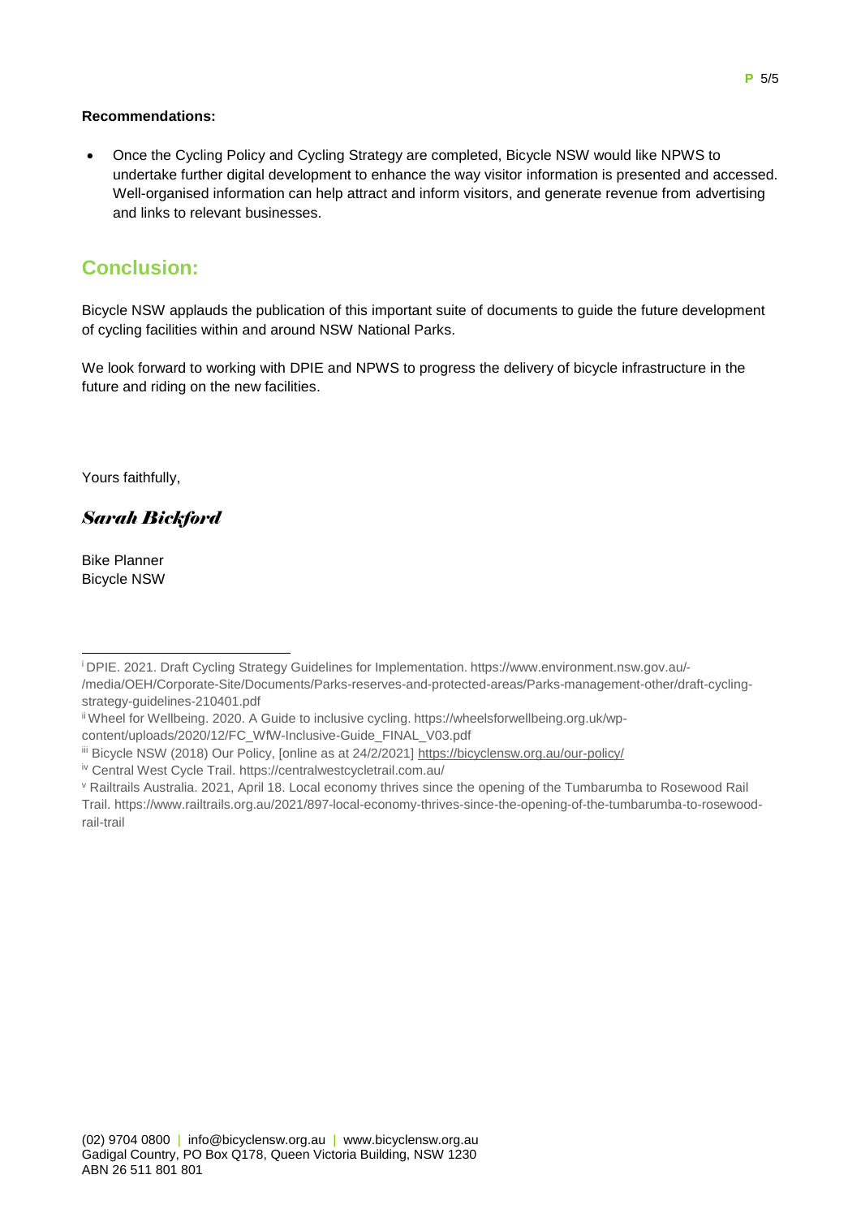**Recommendations:**

- Once the Cycling Policy and Cycling Strategy are completed, Bicycle NSW would like NPWS to undertake further digital development to enhance the way visitor information is presented and accessed. Well-organised information can help attract and inform visitors, and generate revenue from advertising and links to relevant businesses.

## Conclusion:

Bicycle NSW applauds the publication of this important suite of documents to guide the future development of cycling facilities within and around NSW National Parks.

We look forward to working with DPIE and NPWS to progress the delivery of bicycle infrastructure in the future and riding on the new facilities.

Yours faithfully,

*Sarah Bickford*

Bike Planner
Bicycle NSW

---

[i] DPIE. 2021. Draft Cycling Strategy Guidelines for Implementation. https://www.environment.nsw.gov.au/-/media/OEH/Corporate-Site/Documents/Parks-reserves-and-protected-areas/Parks-management-other/draft-cycling-strategy-guidelines-210401.pdf

[ii] Wheel for Wellbeing. 2020. A Guide to inclusive cycling. https://wheelsforwellbeing.org.uk/wp-content/uploads/2020/12/FC_WfW-Inclusive-Guide_FINAL_V03.pdf

[iii] Bicycle NSW (2018) Our Policy, [online as at 24/2/2021] https://bicyclensw.org.au/our-policy/

[iv] Central West Cycle Trail. https://centralwestcycletrail.com.au/

[v] Railtrails Australia. 2021, April 18. Local economy thrives since the opening of the Tumbarumba to Rosewood Rail Trail. https://www.railtrails.org.au/2021/897-local-economy-thrives-since-the-opening-of-the-tumbarumba-to-rosewood-rail-trail

(02) 9704 0800 | info@bicyclensw.org.au | www.bicyclensw.org.au
Gadigal Country, PO Box Q178, Queen Victoria Building, NSW 1230
ABN 26 511 801 801